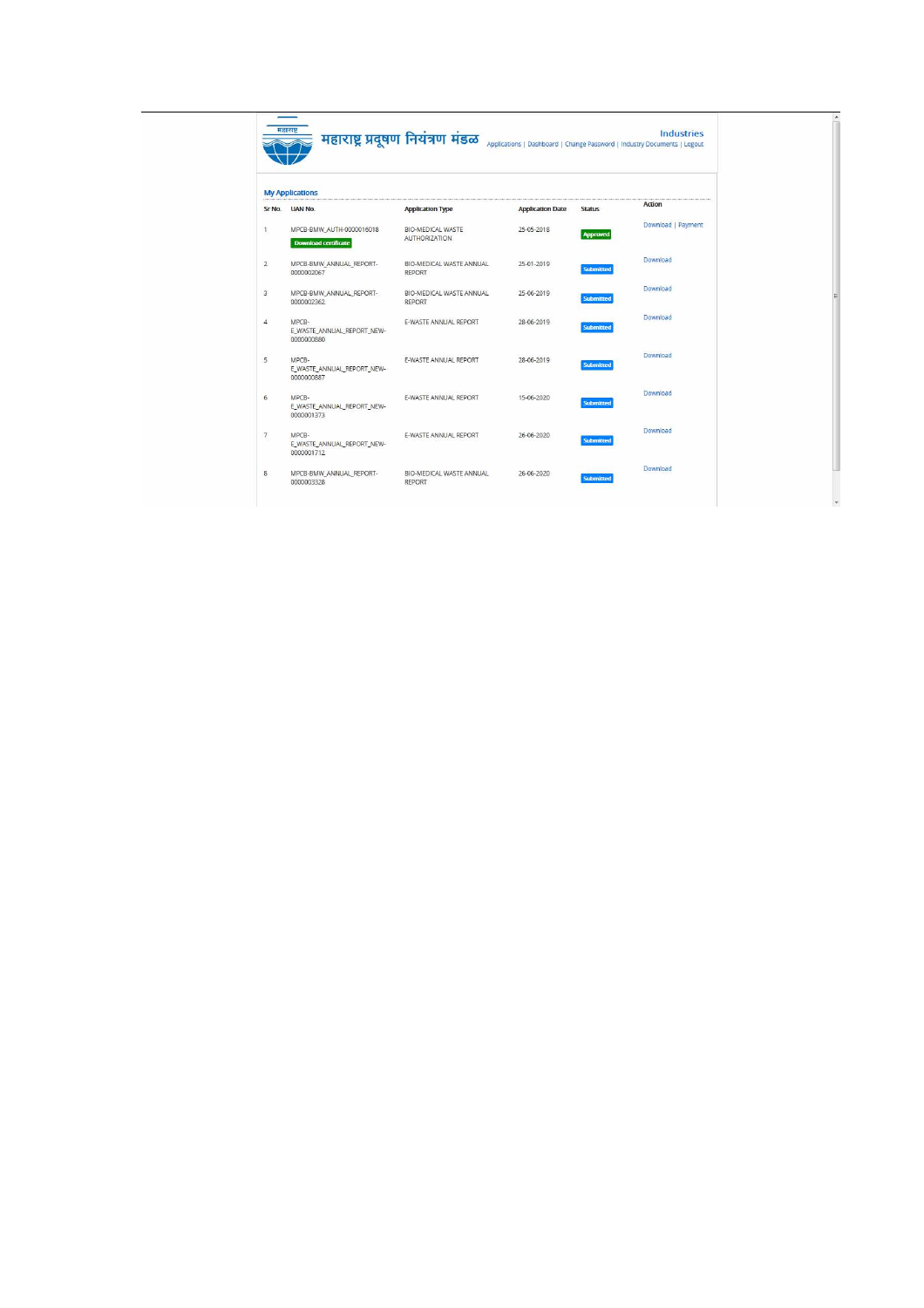महाराष्ट्र प्रदूषण नियंत्रण मंडळ

**Industries**

Applications | Dashboard | Change Password | Industry Documents | Logout

## My Applications

| Sr No. | UAN No. | Application Type | Application Date | Status | Action |
|---|---|---|---|---|---|
| 1 | MPCB-BMW_AUTH-0000016018 Download certificate | BIO-MEDICAL WASTE AUTHORIZATION | 25-05-2018 | Approved | Download \| Payment |
| 2 | MPCB-BMW_ANNUAL_REPORT-0000002067 | BIO-MEDICAL WASTE ANNUAL REPORT | 25-01-2019 | Submitted | Download |
| 3 | MPCB-BMW_ANNUAL_REPORT-0000002362 | BIO-MEDICAL WASTE ANNUAL REPORT | 25-06-2019 | Submitted | Download |
| 4 | MPCB-E_WASTE_ANNUAL_REPORT_NEW-0000000880 | E-WASTE ANNUAL REPORT | 28-06-2019 | Submitted | Download |
| 5 | MPCB-E_WASTE_ANNUAL_REPORT_NEW-0000000887 | E-WASTE ANNUAL REPORT | 28-06-2019 | Submitted | Download |
| 6 | MPCB-E_WASTE_ANNUAL_REPORT_NEW-0000001373 | E-WASTE ANNUAL REPORT | 15-06-2020 | Submitted | Download |
| 7 | MPCB-E_WASTE_ANNUAL_REPORT_NEW-0000001712 | E-WASTE ANNUAL REPORT | 26-06-2020 | Submitted | Download |
| 8 | MPCB-BMW_ANNUAL_REPORT-0000003328 | BIO-MEDICAL WASTE ANNUAL REPORT | 26-06-2020 | Submitted | Download |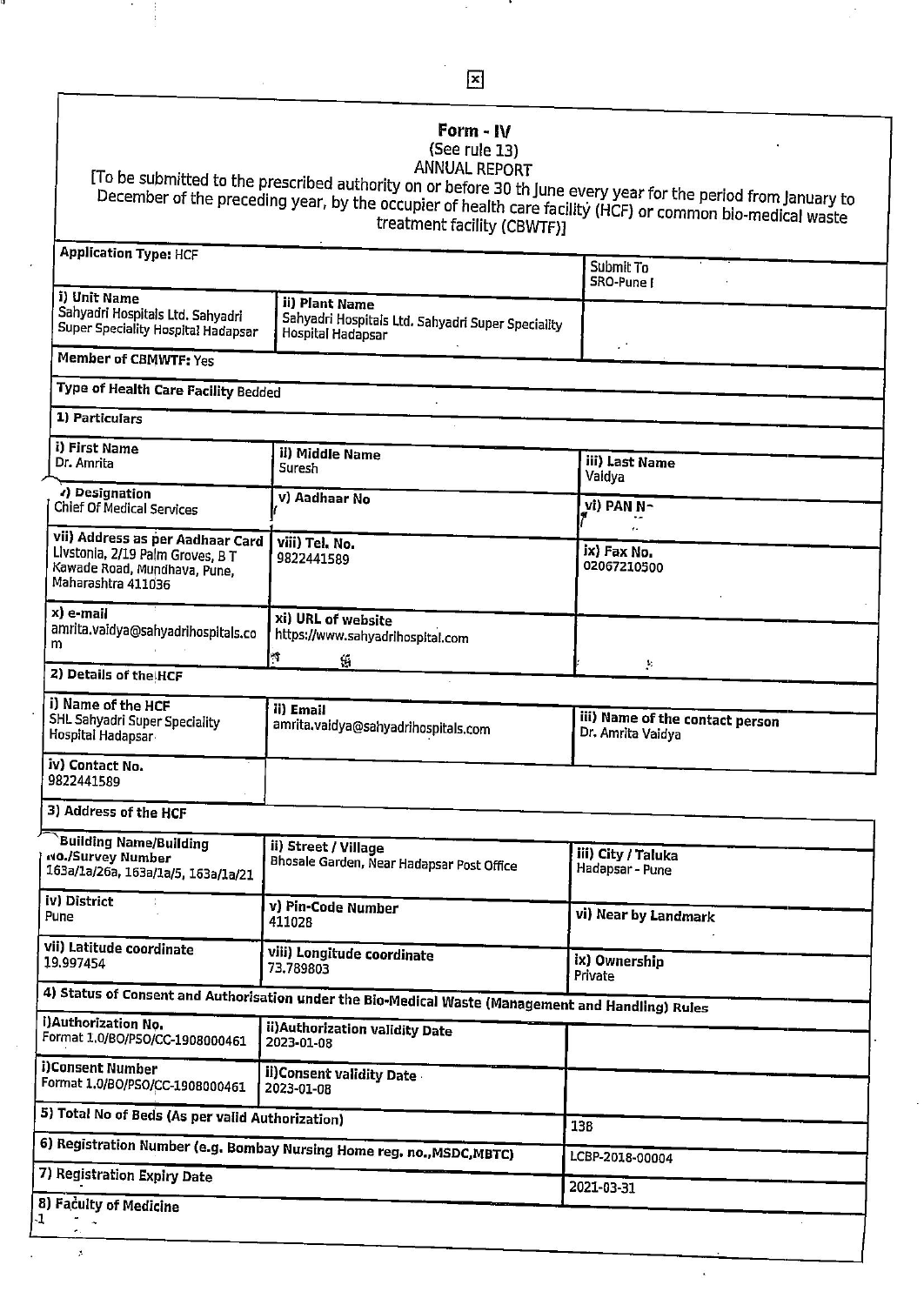# Form - IV

(See rule 13)

ANNUAL REPORT

[To be submitted to the prescribed authority on or before 30 th June every year for the period from January to December of the preceding year, by the occupier of health care facility (HCF) or common bio-medical waste treatment facility (CBWTF)]

| **Application Type:** HCF | | Submit To SRO-Pune I |
|---|---|---|
| **i) Unit Name** Sahyadri Hospitals Ltd. Sahyadri Super Speciality Hospital Hadapsar | **ii) Plant Name** Sahyadri Hospitals Ltd. Sahyadri Super Speciality Hospital Hadapsar | |
| **Member of CBMWTF:** Yes | | |
| **Type of Health Care Facility** Bedded | | |

**1) Particulars**

| **i) First Name** Dr. Amrita | **ii) Middle Name** Suresh | **iii) Last Name** Vaidya |
|---|---|---|
| **iv) Designation** Chief Of Medical Services | **v) Aadhaar No** | **vi) PAN No** |
| **vii) Address as per Aadhaar Card** Livstonia, 2/19 Palm Groves, B T Kawade Road, Mundhava, Pune, Maharashtra 411036 | **viii) Tel. No.** 9822441589 | **ix) Fax No.** 02067210500 |
| **x) e-mail** amrita.vaidya@sahyadrihospitals.com | **xi) URL of website** https://www.sahyadrihospital.com | |

**2) Details of the HCF**

| **i) Name of the HCF** SHL Sahyadri Super Speciality Hospital Hadapsar | **ii) Email** amrita.vaidya@sahyadrihospitals.com | **iii) Name of the contact person** Dr. Amrita Vaidya |
|---|---|---|
| **iv) Contact No.** 9822441589 | | |

**3) Address of the HCF**

| **i) Building Name/Building No./Survey Number** 163a/1a/26a, 163a/1a/5, 163a/1a/21 | **ii) Street / Village** Bhosale Garden, Near Hadapsar Post Office | **iii) City / Taluka** Hadapsar - Pune |
|---|---|---|
| **iv) District** Pune | **v) Pin-Code Number** 411028 | **vi) Near by Landmark** |
| **vii) Latitude coordinate** 19.997454 | **viii) Longitude coordinate** 73.789803 | **ix) Ownership** Private |

**4) Status of Consent and Authorisation under the Bio-Medical Waste (Management and Handling) Rules**

| **i)Authorization No.** Format 1.0/BO/PSO/CC-1908000461 | **ii)Authorization validity Date** 2023-01-08 | |
|---|---|---|
| **i)Consent Number** Format 1.0/BO/PSO/CC-1908000461 | **ii)Consent validity Date** 2023-01-08 | |

| | |
|---|---|
| **5) Total No of Beds (As per valid Authorization)** | 138 |
| **6) Registration Number (e.g. Bombay Nursing Home reg. no.,MSDC,MBTC)** | LCBP-2018-00004 |
| **7) Registration Expiry Date** | 2021-03-31 |
| **8) Faculty of Medicine** | |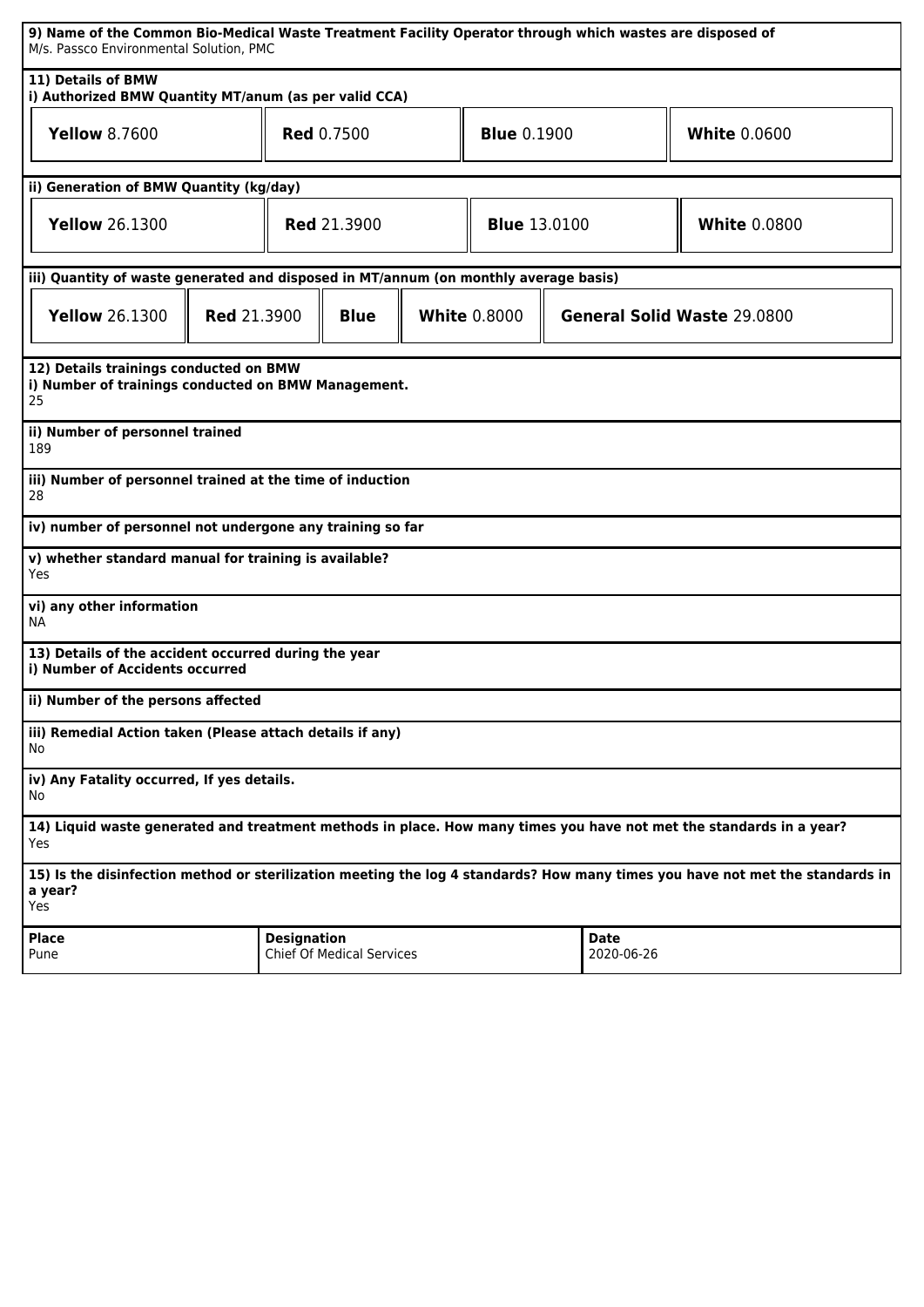**9) Name of the Common Bio-Medical Waste Treatment Facility Operator through which wastes are disposed of**
M/s. Passco Environmental Solution, PMC

**11) Details of BMW**
**i) Authorized BMW Quantity MT/anum (as per valid CCA)**

| | | | |
|---|---|---|---|
| **Yellow** 8.7600 | **Red** 0.7500 | **Blue** 0.1900 | **White** 0.0600 |

**ii) Generation of BMW Quantity (kg/day)**

| | | | |
|---|---|---|---|
| **Yellow** 26.1300 | **Red** 21.3900 | **Blue** 13.0100 | **White** 0.0800 |

**iii) Quantity of waste generated and disposed in MT/annum (on monthly average basis)**

| | | | | |
|---|---|---|---|---|
| **Yellow** 26.1300 | **Red** 21.3900 | **Blue** | **White** 0.8000 | **General Solid Waste** 29.0800 |

**12) Details trainings conducted on BMW**
**i) Number of trainings conducted on BMW Management.**
25

**ii) Number of personnel trained**
189

**iii) Number of personnel trained at the time of induction**
28

**iv) number of personnel not undergone any training so far**

**v) whether standard manual for training is available?**
Yes

**vi) any other information**
NA

**13) Details of the accident occurred during the year**
**i) Number of Accidents occurred**

**ii) Number of the persons affected**

**iii) Remedial Action taken (Please attach details if any)**
No

**iv) Any Fatality occurred, If yes details.**
No

**14) Liquid waste generated and treatment methods in place. How many times you have not met the standards in a year?**
Yes

**15) Is the disinfection method or sterilization meeting the log 4 standards? How many times you have not met the standards in a year?**
Yes

| | | |
|---|---|---|
| **Place** Pune | **Designation** Chief Of Medical Services | **Date** 2020-06-26 |